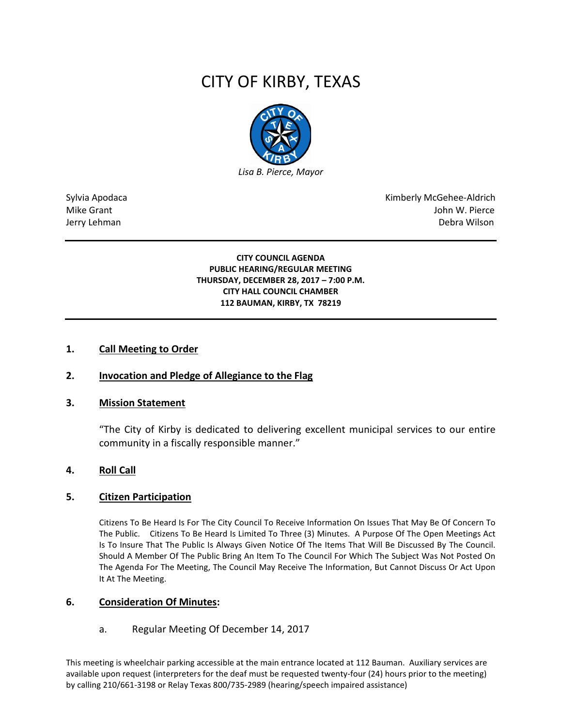# CITY OF KIRBY, TEXAS

*Lisa B. Pierce, Mayor*

Sylvia Apodaca
Mike Grant
Jerry Lehman

Kimberly McGehee-Aldrich
John W. Pierce
Debra Wilson

---

**CITY COUNCIL AGENDA**
**PUBLIC HEARING/REGULAR MEETING**
**THURSDAY, DECEMBER 28, 2017 – 7:00 P.M.**
**CITY HALL COUNCIL CHAMBER**
**112 BAUMAN, KIRBY, TX 78219**

---

**1. Call Meeting to Order**

**2. Invocation and Pledge of Allegiance to the Flag**

**3. Mission Statement**

"The City of Kirby is dedicated to delivering excellent municipal services to our entire community in a fiscally responsible manner."

**4. Roll Call**

**5. Citizen Participation**

Citizens To Be Heard Is For The City Council To Receive Information On Issues That May Be Of Concern To The Public. Citizens To Be Heard Is Limited To Three (3) Minutes. A Purpose Of The Open Meetings Act Is To Insure That The Public Is Always Given Notice Of The Items That Will Be Discussed By The Council. Should A Member Of The Public Bring An Item To The Council For Which The Subject Was Not Posted On The Agenda For The Meeting, The Council May Receive The Information, But Cannot Discuss Or Act Upon It At The Meeting.

**6. Consideration Of Minutes:**

a. Regular Meeting Of December 14, 2017

This meeting is wheelchair parking accessible at the main entrance located at 112 Bauman. Auxiliary services are available upon request (interpreters for the deaf must be requested twenty-four (24) hours prior to the meeting) by calling 210/661-3198 or Relay Texas 800/735-2989 (hearing/speech impaired assistance)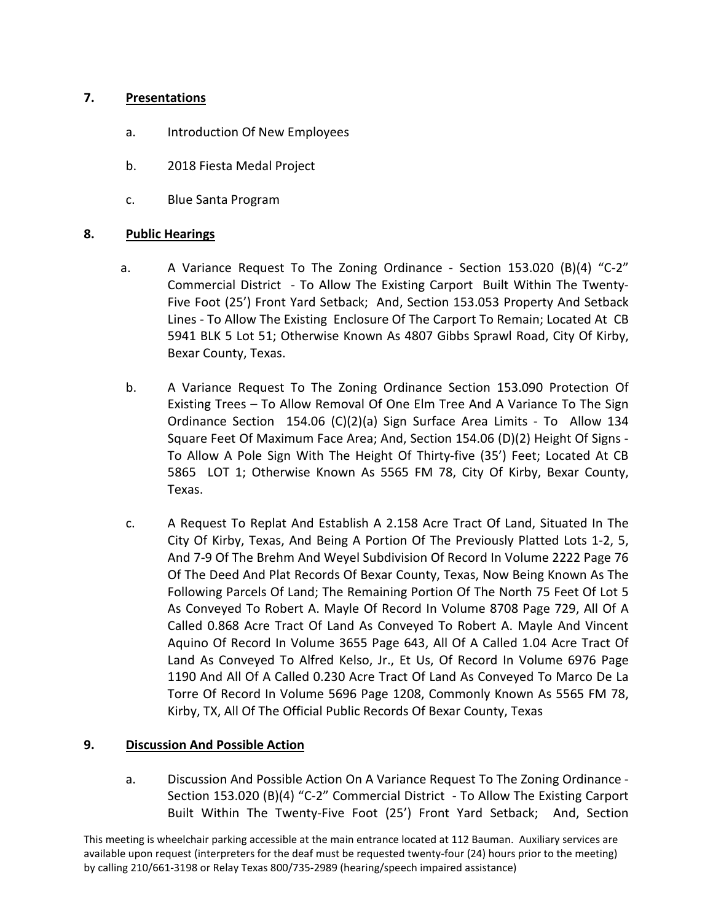## 7. Presentations

a. Introduction Of New Employees

b. 2018 Fiesta Medal Project

c. Blue Santa Program

## 8. Public Hearings

a. A Variance Request To The Zoning Ordinance - Section 153.020 (B)(4) "C-2" Commercial District - To Allow The Existing Carport Built Within The Twenty-Five Foot (25') Front Yard Setback; And, Section 153.053 Property And Setback Lines - To Allow The Existing Enclosure Of The Carport To Remain; Located At CB 5941 BLK 5 Lot 51; Otherwise Known As 4807 Gibbs Sprawl Road, City Of Kirby, Bexar County, Texas.

b. A Variance Request To The Zoning Ordinance Section 153.090 Protection Of Existing Trees – To Allow Removal Of One Elm Tree And A Variance To The Sign Ordinance Section 154.06 (C)(2)(a) Sign Surface Area Limits - To Allow 134 Square Feet Of Maximum Face Area; And, Section 154.06 (D)(2) Height Of Signs - To Allow A Pole Sign With The Height Of Thirty-five (35') Feet; Located At CB 5865 LOT 1; Otherwise Known As 5565 FM 78, City Of Kirby, Bexar County, Texas.

c. A Request To Replat And Establish A 2.158 Acre Tract Of Land, Situated In The City Of Kirby, Texas, And Being A Portion Of The Previously Platted Lots 1-2, 5, And 7-9 Of The Brehm And Weyel Subdivision Of Record In Volume 2222 Page 76 Of The Deed And Plat Records Of Bexar County, Texas, Now Being Known As The Following Parcels Of Land; The Remaining Portion Of The North 75 Feet Of Lot 5 As Conveyed To Robert A. Mayle Of Record In Volume 8708 Page 729, All Of A Called 0.868 Acre Tract Of Land As Conveyed To Robert A. Mayle And Vincent Aquino Of Record In Volume 3655 Page 643, All Of A Called 1.04 Acre Tract Of Land As Conveyed To Alfred Kelso, Jr., Et Us, Of Record In Volume 6976 Page 1190 And All Of A Called 0.230 Acre Tract Of Land As Conveyed To Marco De La Torre Of Record In Volume 5696 Page 1208, Commonly Known As 5565 FM 78, Kirby, TX, All Of The Official Public Records Of Bexar County, Texas

## 9. Discussion And Possible Action

a. Discussion And Possible Action On A Variance Request To The Zoning Ordinance - Section 153.020 (B)(4) "C-2" Commercial District - To Allow The Existing Carport Built Within The Twenty-Five Foot (25') Front Yard Setback; And, Section

This meeting is wheelchair parking accessible at the main entrance located at 112 Bauman. Auxiliary services are available upon request (interpreters for the deaf must be requested twenty-four (24) hours prior to the meeting) by calling 210/661-3198 or Relay Texas 800/735-2989 (hearing/speech impaired assistance)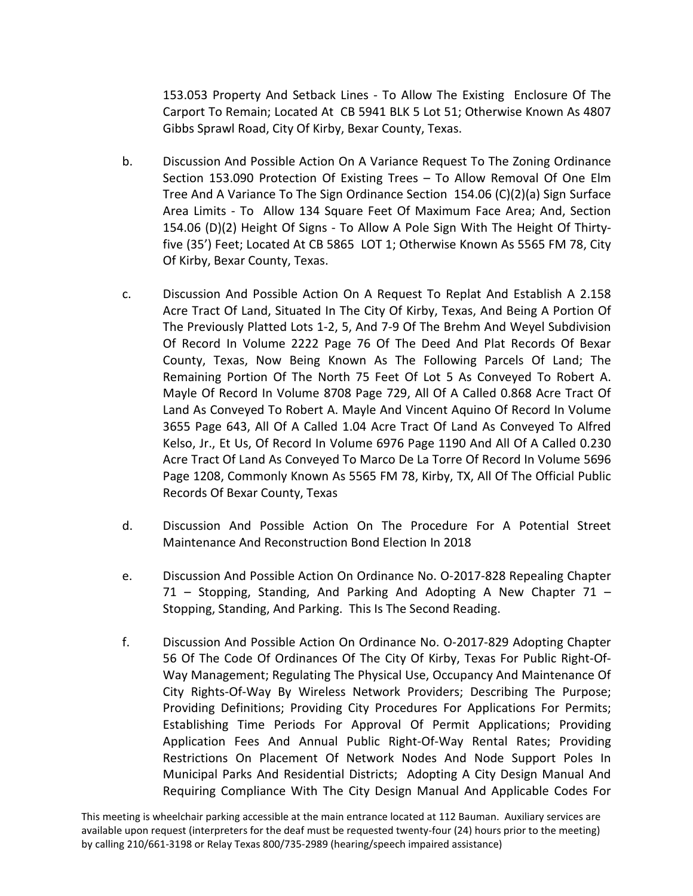153.053 Property And Setback Lines - To Allow The Existing Enclosure Of The Carport To Remain; Located At CB 5941 BLK 5 Lot 51; Otherwise Known As 4807 Gibbs Sprawl Road, City Of Kirby, Bexar County, Texas.

b. Discussion And Possible Action On A Variance Request To The Zoning Ordinance Section 153.090 Protection Of Existing Trees – To Allow Removal Of One Elm Tree And A Variance To The Sign Ordinance Section 154.06 (C)(2)(a) Sign Surface Area Limits - To Allow 134 Square Feet Of Maximum Face Area; And, Section 154.06 (D)(2) Height Of Signs - To Allow A Pole Sign With The Height Of Thirty-five (35') Feet; Located At CB 5865 LOT 1; Otherwise Known As 5565 FM 78, City Of Kirby, Bexar County, Texas.

c. Discussion And Possible Action On A Request To Replat And Establish A 2.158 Acre Tract Of Land, Situated In The City Of Kirby, Texas, And Being A Portion Of The Previously Platted Lots 1-2, 5, And 7-9 Of The Brehm And Weyel Subdivision Of Record In Volume 2222 Page 76 Of The Deed And Plat Records Of Bexar County, Texas, Now Being Known As The Following Parcels Of Land; The Remaining Portion Of The North 75 Feet Of Lot 5 As Conveyed To Robert A. Mayle Of Record In Volume 8708 Page 729, All Of A Called 0.868 Acre Tract Of Land As Conveyed To Robert A. Mayle And Vincent Aquino Of Record In Volume 3655 Page 643, All Of A Called 1.04 Acre Tract Of Land As Conveyed To Alfred Kelso, Jr., Et Us, Of Record In Volume 6976 Page 1190 And All Of A Called 0.230 Acre Tract Of Land As Conveyed To Marco De La Torre Of Record In Volume 5696 Page 1208, Commonly Known As 5565 FM 78, Kirby, TX, All Of The Official Public Records Of Bexar County, Texas

d. Discussion And Possible Action On The Procedure For A Potential Street Maintenance And Reconstruction Bond Election In 2018

e. Discussion And Possible Action On Ordinance No. O-2017-828 Repealing Chapter 71 – Stopping, Standing, And Parking And Adopting A New Chapter 71 – Stopping, Standing, And Parking. This Is The Second Reading.

f. Discussion And Possible Action On Ordinance No. O-2017-829 Adopting Chapter 56 Of The Code Of Ordinances Of The City Of Kirby, Texas For Public Right-Of-Way Management; Regulating The Physical Use, Occupancy And Maintenance Of City Rights-Of-Way By Wireless Network Providers; Describing The Purpose; Providing Definitions; Providing City Procedures For Applications For Permits; Establishing Time Periods For Approval Of Permit Applications; Providing Application Fees And Annual Public Right-Of-Way Rental Rates; Providing Restrictions On Placement Of Network Nodes And Node Support Poles In Municipal Parks And Residential Districts; Adopting A City Design Manual And Requiring Compliance With The City Design Manual And Applicable Codes For

This meeting is wheelchair parking accessible at the main entrance located at 112 Bauman. Auxiliary services are available upon request (interpreters for the deaf must be requested twenty-four (24) hours prior to the meeting) by calling 210/661-3198 or Relay Texas 800/735-2989 (hearing/speech impaired assistance)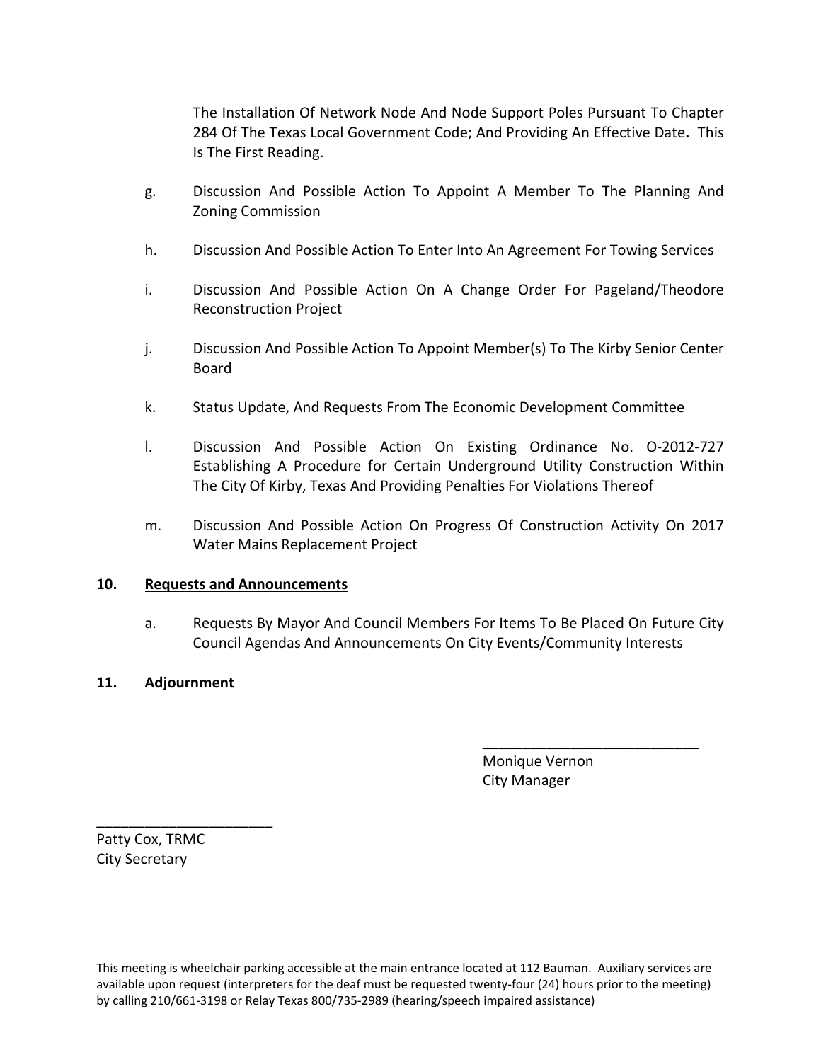The Installation Of Network Node And Node Support Poles Pursuant To Chapter 284 Of The Texas Local Government Code; And Providing An Effective Date**.** This Is The First Reading.

g. Discussion And Possible Action To Appoint A Member To The Planning And Zoning Commission

h. Discussion And Possible Action To Enter Into An Agreement For Towing Services

i. Discussion And Possible Action On A Change Order For Pageland/Theodore Reconstruction Project

j. Discussion And Possible Action To Appoint Member(s) To The Kirby Senior Center Board

k. Status Update, And Requests From The Economic Development Committee

l. Discussion And Possible Action On Existing Ordinance No. O-2012-727 Establishing A Procedure for Certain Underground Utility Construction Within The City Of Kirby, Texas And Providing Penalties For Violations Thereof

m. Discussion And Possible Action On Progress Of Construction Activity On 2017 Water Mains Replacement Project

**10. Requests and Announcements**

a. Requests By Mayor And Council Members For Items To Be Placed On Future City Council Agendas And Announcements On City Events/Community Interests

**11. Adjournment**

\_\_\_\_\_\_\_\_\_\_\_\_\_\_\_\_\_\_\_\_\_\_\_\_\_\_\_\_
Monique Vernon
City Manager

\_\_\_\_\_\_\_\_\_\_\_\_\_\_\_\_\_\_\_\_\_\_\_
Patty Cox, TRMC
City Secretary

This meeting is wheelchair parking accessible at the main entrance located at 112 Bauman. Auxiliary services are available upon request (interpreters for the deaf must be requested twenty-four (24) hours prior to the meeting) by calling 210/661-3198 or Relay Texas 800/735-2989 (hearing/speech impaired assistance)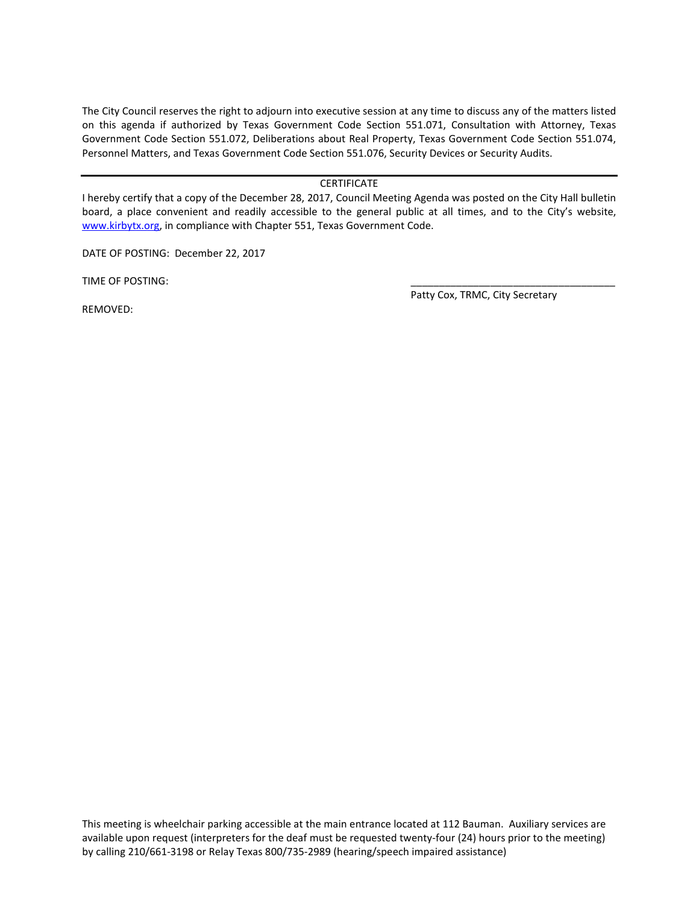The City Council reserves the right to adjourn into executive session at any time to discuss any of the matters listed on this agenda if authorized by Texas Government Code Section 551.071, Consultation with Attorney, Texas Government Code Section 551.072, Deliberations about Real Property, Texas Government Code Section 551.074, Personnel Matters, and Texas Government Code Section 551.076, Security Devices or Security Audits.

---

CERTIFICATE

I hereby certify that a copy of the December 28, 2017, Council Meeting Agenda was posted on the City Hall bulletin board, a place convenient and readily accessible to the general public at all times, and to the City's website, www.kirbytx.org, in compliance with Chapter 551, Texas Government Code.

DATE OF POSTING: December 22, 2017

TIME OF POSTING:

_____________________________________
Patty Cox, TRMC, City Secretary

REMOVED:

This meeting is wheelchair parking accessible at the main entrance located at 112 Bauman. Auxiliary services are available upon request (interpreters for the deaf must be requested twenty-four (24) hours prior to the meeting) by calling 210/661-3198 or Relay Texas 800/735-2989 (hearing/speech impaired assistance)